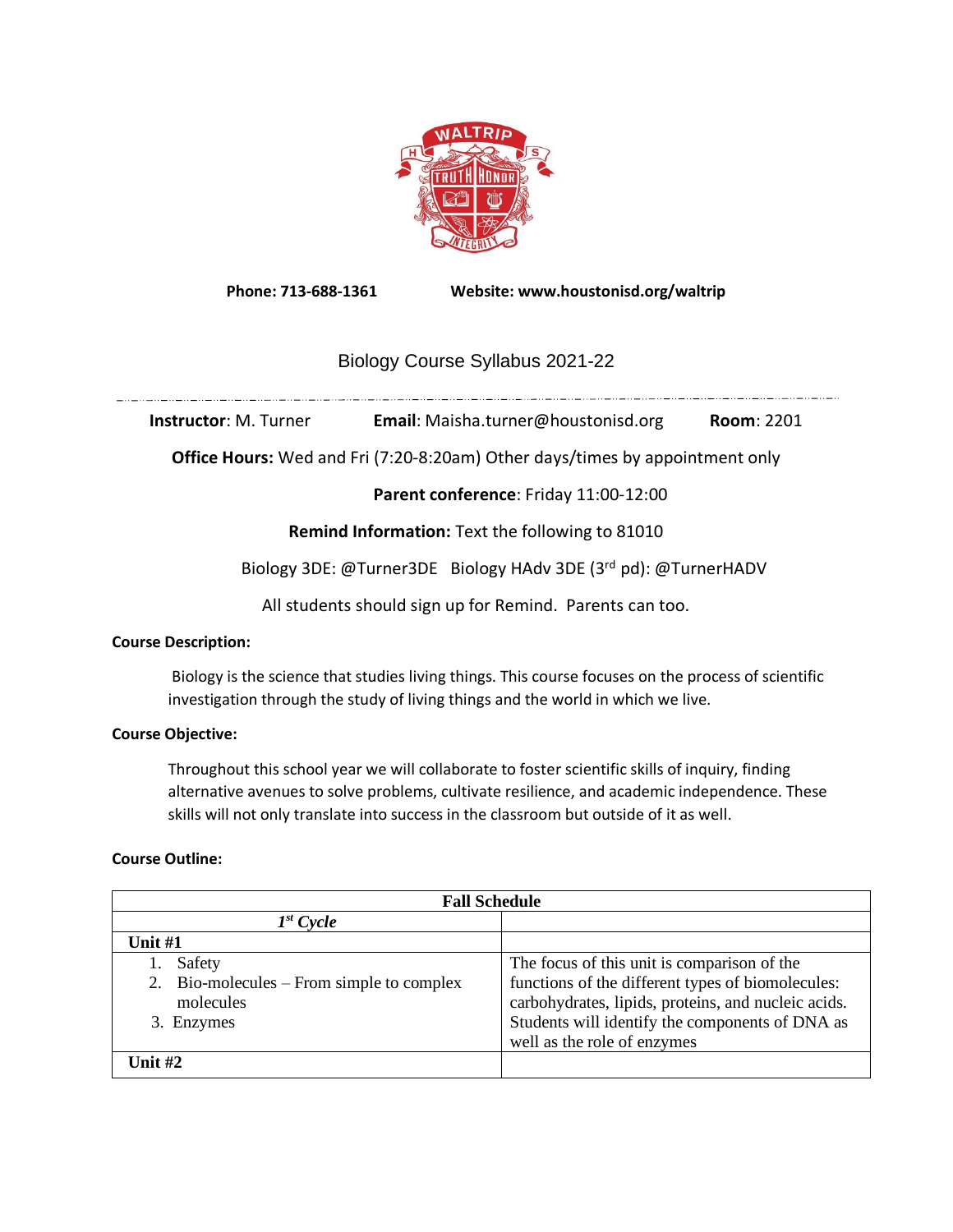**Phone: 713-688-1361** **Website: www.houstonisd.org/waltrip**

# Biology Course Syllabus 2021-22

**Instructor**: M. Turner **Email**: Maisha.turner@houstonisd.org **Room**: 2201

**Office Hours:** Wed and Fri (7:20-8:20am) Other days/times by appointment only

**Parent conference**: Friday 11:00-12:00

**Remind Information:** Text the following to 81010

Biology 3DE: @Turner3DE Biology HAdv 3DE (3rd pd): @TurnerHADV

All students should sign up for Remind. Parents can too.

**Course Description:**

Biology is the science that studies living things. This course focuses on the process of scientific investigation through the study of living things and the world in which we live.

**Course Objective:**

Throughout this school year we will collaborate to foster scientific skills of inquiry, finding alternative avenues to solve problems, cultivate resilience, and academic independence. These skills will not only translate into success in the classroom but outside of it as well.

**Course Outline:**

| **Fall Schedule** | |
|---|---|
| ***1st Cycle*** | |
| **Unit #1** | |
| 1. Safety<br>2. Bio-molecules – From simple to complex molecules<br>3. Enzymes | The focus of this unit is comparison of the functions of the different types of biomolecules: carbohydrates, lipids, proteins, and nucleic acids. Students will identify the components of DNA as well as the role of enzymes |
| **Unit #2** | |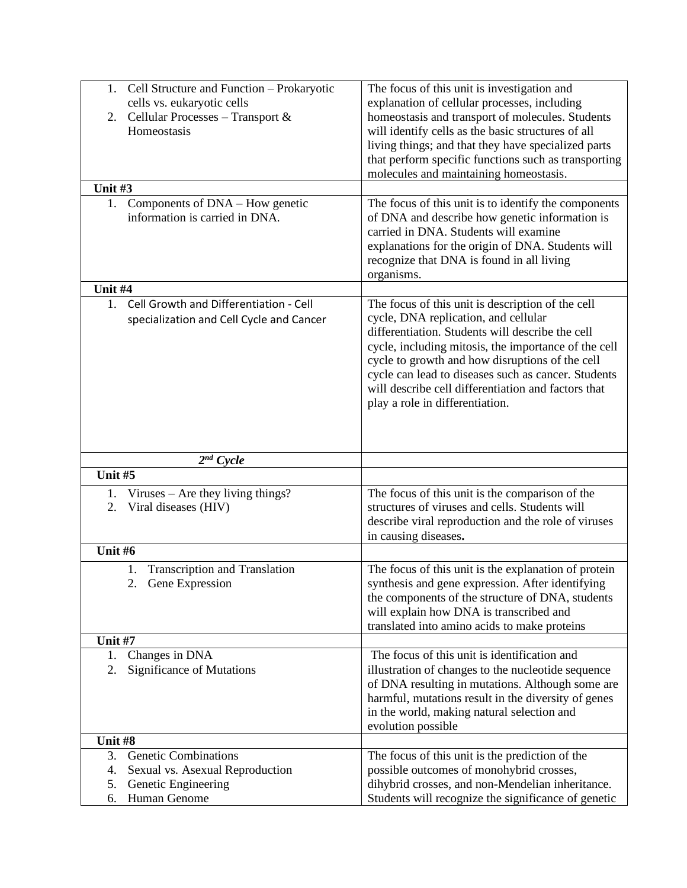| | |
|---|---|
| 1. Cell Structure and Function – Prokaryotic cells vs. eukaryotic cells<br>2. Cellular Processes – Transport & Homeostasis | The focus of this unit is investigation and explanation of cellular processes, including homeostasis and transport of molecules. Students will identify cells as the basic structures of all living things; and that they have specialized parts that perform specific functions such as transporting molecules and maintaining homeostasis. |
| **Unit #3** | |
| 1. Components of DNA – How genetic information is carried in DNA. | The focus of this unit is to identify the components of DNA and describe how genetic information is carried in DNA. Students will examine explanations for the origin of DNA. Students will recognize that DNA is found in all living organisms. |
| **Unit #4** | |
| 1. Cell Growth and Differentiation - Cell specialization and Cell Cycle and Cancer | The focus of this unit is description of the cell cycle, DNA replication, and cellular differentiation. Students will describe the cell cycle, including mitosis, the importance of the cell cycle to growth and how disruptions of the cell cycle can lead to diseases such as cancer. Students will describe cell differentiation and factors that play a role in differentiation. |
| ***2nd Cycle*** | |
| **Unit #5** | |
| 1. Viruses – Are they living things?<br>2. Viral diseases (HIV) | The focus of this unit is the comparison of the structures of viruses and cells. Students will describe viral reproduction and the role of viruses in causing diseases**.** |
| **Unit #6** | |
| 1. Transcription and Translation<br>2. Gene Expression | The focus of this unit is the explanation of protein synthesis and gene expression. After identifying the components of the structure of DNA, students will explain how DNA is transcribed and translated into amino acids to make proteins |
| **Unit #7** | |
| 1. Changes in DNA<br>2. Significance of Mutations | The focus of this unit is identification and illustration of changes to the nucleotide sequence of DNA resulting in mutations. Although some are harmful, mutations result in the diversity of genes in the world, making natural selection and evolution possible |
| **Unit #8** | |
| 3. Genetic Combinations<br>4. Sexual vs. Asexual Reproduction<br>5. Genetic Engineering<br>6. Human Genome | The focus of this unit is the prediction of the possible outcomes of monohybrid crosses, dihybrid crosses, and non-Mendelian inheritance. Students will recognize the significance of genetic |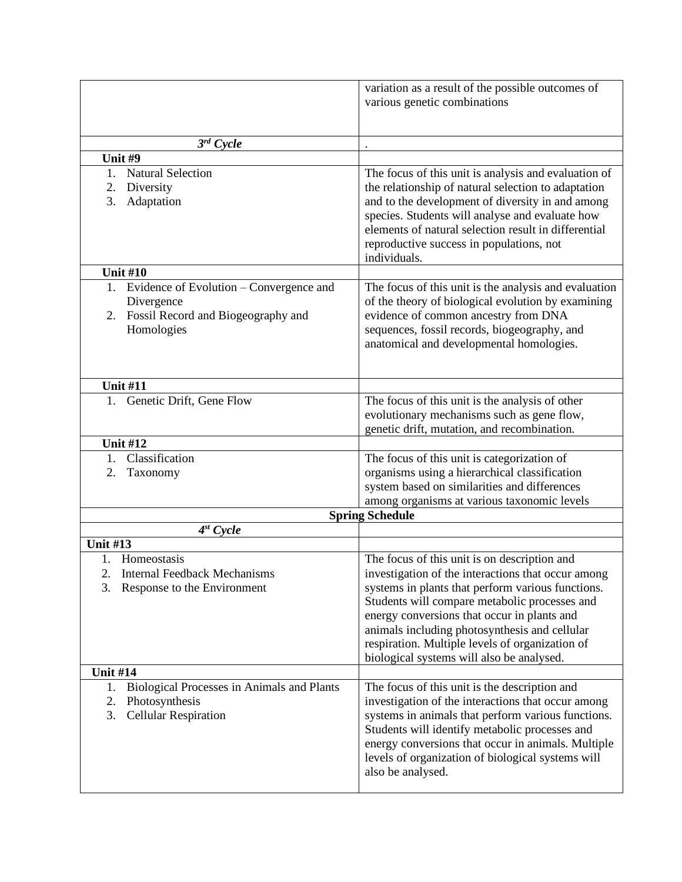| | |
|---|---|
| | variation as a result of the possible outcomes of various genetic combinations |
| ***3rd Cycle*** | . |
| **Unit #9** | |
| 1. Natural Selection<br>2. Diversity<br>3. Adaptation | The focus of this unit is analysis and evaluation of the relationship of natural selection to adaptation and to the development of diversity in and among species. Students will analyse and evaluate how elements of natural selection result in differential reproductive success in populations, not individuals. |
| **Unit #10** | |
| 1. Evidence of Evolution – Convergence and Divergence<br>2. Fossil Record and Biogeography and Homologies | The focus of this unit is the analysis and evaluation of the theory of biological evolution by examining evidence of common ancestry from DNA sequences, fossil records, biogeography, and anatomical and developmental homologies. |
| **Unit #11** | |
| 1. Genetic Drift, Gene Flow | The focus of this unit is the analysis of other evolutionary mechanisms such as gene flow, genetic drift, mutation, and recombination. |
| **Unit #12** | |
| 1. Classification<br>2. Taxonomy | The focus of this unit is categorization of organisms using a hierarchical classification system based on similarities and differences among organisms at various taxonomic levels |
| **Spring Schedule** | |
| ***4st Cycle*** | |
| **Unit #13** | |
| 1. Homeostasis<br>2. Internal Feedback Mechanisms<br>3. Response to the Environment | The focus of this unit is on description and investigation of the interactions that occur among systems in plants that perform various functions. Students will compare metabolic processes and energy conversions that occur in plants and animals including photosynthesis and cellular respiration. Multiple levels of organization of biological systems will also be analysed. |
| **Unit #14** | |
| 1. Biological Processes in Animals and Plants<br>2. Photosynthesis<br>3. Cellular Respiration | The focus of this unit is the description and investigation of the interactions that occur among systems in animals that perform various functions. Students will identify metabolic processes and energy conversions that occur in animals. Multiple levels of organization of biological systems will also be analysed. |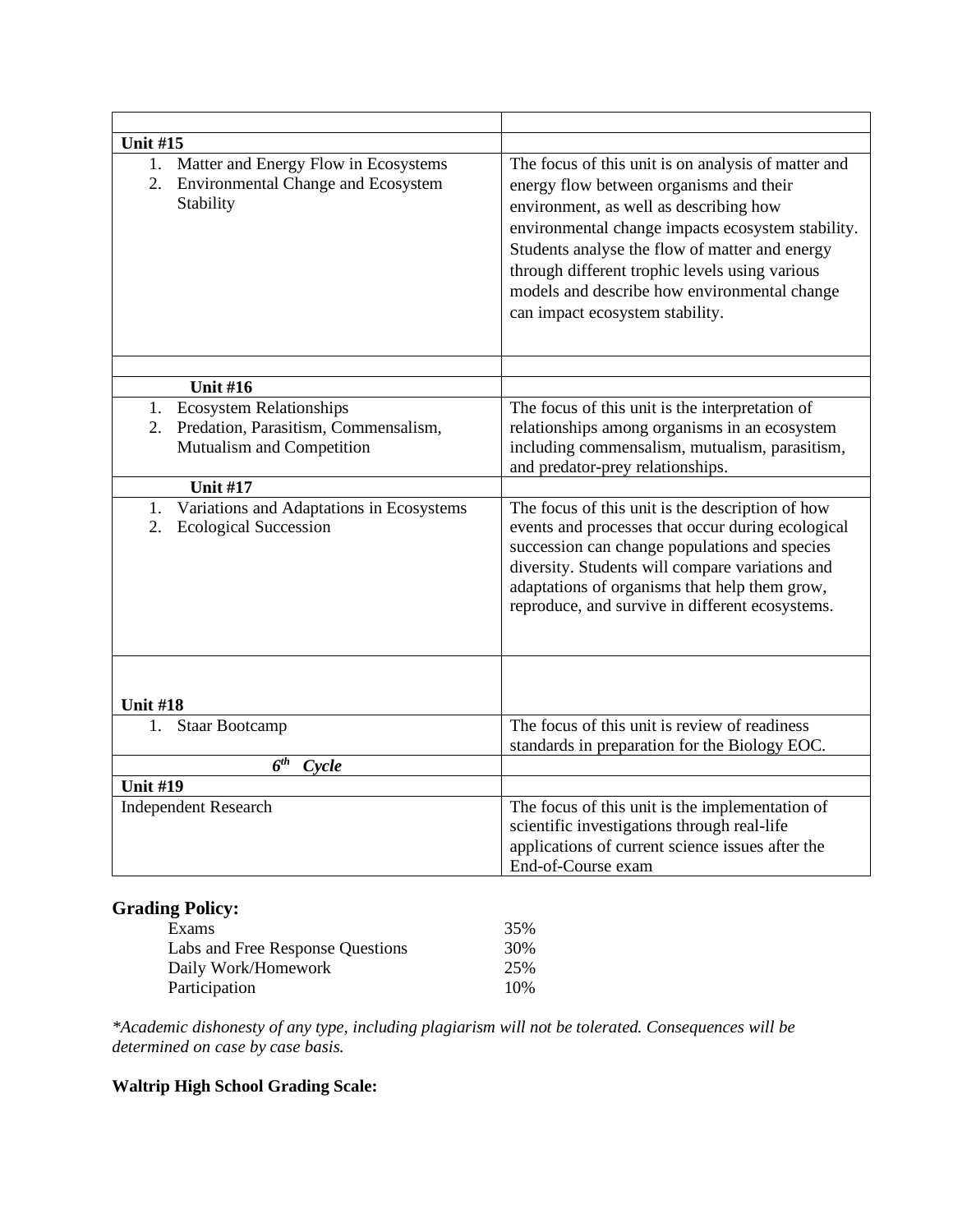| | |
|---|---|
| **Unit #15** | |
| 1. Matter and Energy Flow in Ecosystems<br>2. Environmental Change and Ecosystem Stability | The focus of this unit is on analysis of matter and energy flow between organisms and their environment, as well as describing how environmental change impacts ecosystem stability. Students analyse the flow of matter and energy through different trophic levels using various models and describe how environmental change can impact ecosystem stability. |
| | |
| **Unit #16** | |
| 1. Ecosystem Relationships<br>2. Predation, Parasitism, Commensalism, Mutualism and Competition | The focus of this unit is the interpretation of relationships among organisms in an ecosystem including commensalism, mutualism, parasitism, and predator-prey relationships. |
| **Unit #17** | |
| 1. Variations and Adaptations in Ecosystems<br>2. Ecological Succession | The focus of this unit is the description of how events and processes that occur during ecological succession can change populations and species diversity. Students will compare variations and adaptations of organisms that help them grow, reproduce, and survive in different ecosystems. |
| **Unit #18** | |
| 1. Staar Bootcamp | The focus of this unit is review of readiness standards in preparation for the Biology EOC. |
| ***6th Cycle*** | |
| **Unit #19** | |
| Independent Research | The focus of this unit is the implementation of scientific investigations through real-life applications of current science issues after the End-of-Course exam |

## Grading Policy:

| | |
|---|---|
| Exams | 35% |
| Labs and Free Response Questions | 30% |
| Daily Work/Homework | 25% |
| Participation | 10% |

*\*Academic dishonesty of any type, including plagiarism will not be tolerated. Consequences will be determined on case by case basis.*

**Waltrip High School Grading Scale:**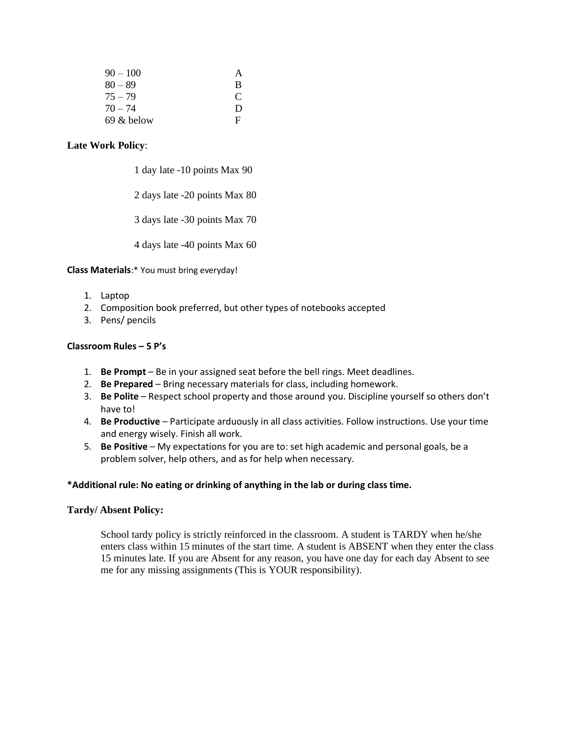| | |
|---|---|
| 90 – 100 | A |
| 80 – 89 | B |
| 75 – 79 | C |
| 70 – 74 | D |
| 69 & below | F |

**Late Work Policy**:

1 day late -10 points Max 90

2 days late -20 points Max 80

3 days late -30 points Max 70

4 days late -40 points Max 60

**Class Materials**:* You must bring everyday!

1. Laptop
2. Composition book preferred, but other types of notebooks accepted
3. Pens/ pencils

**Classroom Rules – 5 P's**

1. **Be Prompt** – Be in your assigned seat before the bell rings. Meet deadlines.
2. **Be Prepared** – Bring necessary materials for class, including homework.
3. **Be Polite** – Respect school property and those around you. Discipline yourself so others don't have to!
4. **Be Productive** – Participate arduously in all class activities. Follow instructions. Use your time and energy wisely. Finish all work.
5. **Be Positive** – My expectations for you are to: set high academic and personal goals, be a problem solver, help others, and as for help when necessary.

**\*Additional rule: No eating or drinking of anything in the lab or during class time.**

**Tardy/ Absent Policy:**

School tardy policy is strictly reinforced in the classroom. A student is TARDY when he/she enters class within 15 minutes of the start time. A student is ABSENT when they enter the class 15 minutes late. If you are Absent for any reason, you have one day for each day Absent to see me for any missing assignments (This is YOUR responsibility).